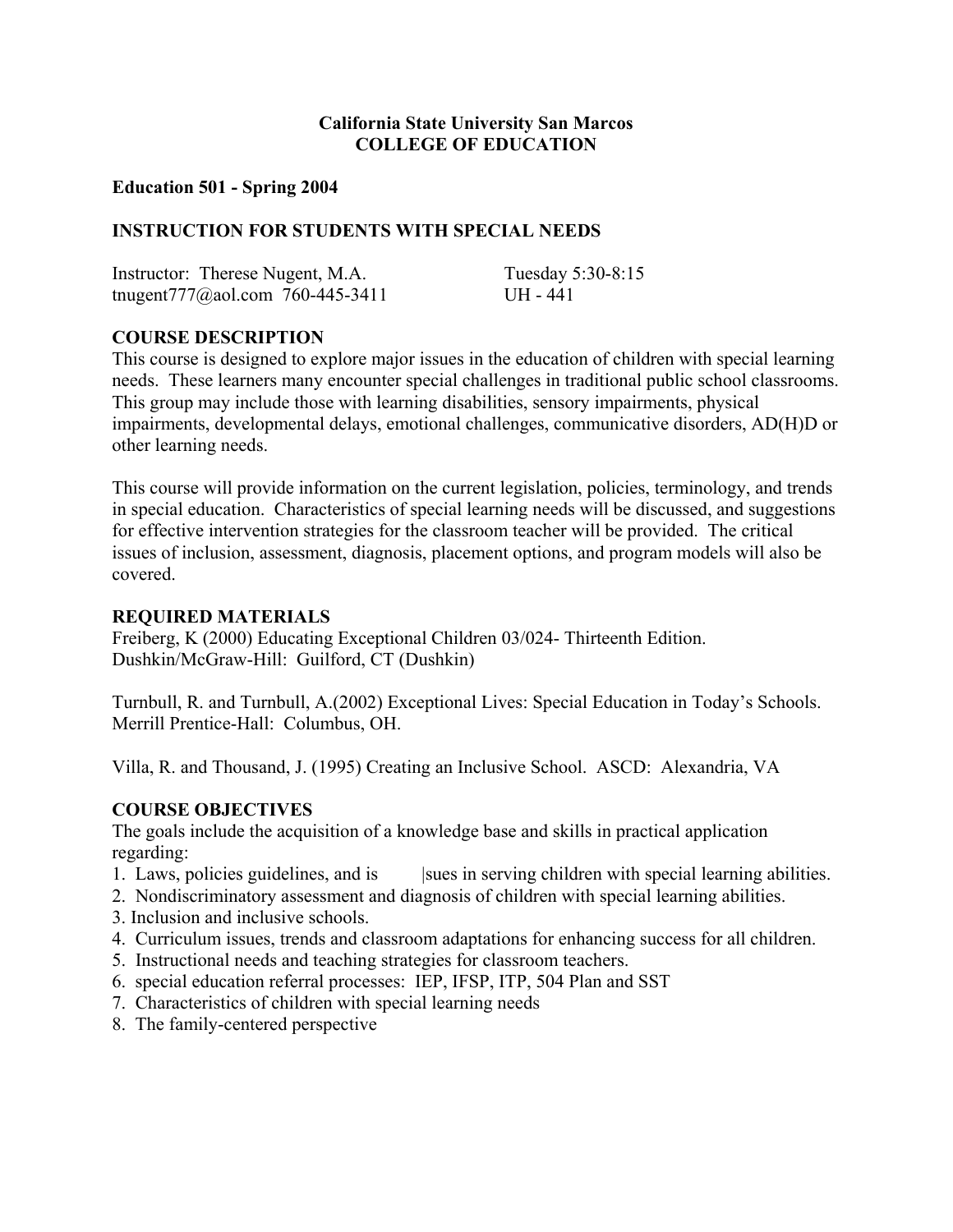**California State University San Marcos**
**COLLEGE OF EDUCATION**

**Education 501 - Spring 2004**

## INSTRUCTION FOR STUDENTS WITH SPECIAL NEEDS

Instructor: Therese Nugent, M.A. Tuesday 5:30-8:15
tnugent777@aol.com 760-445-3411 UH - 441

### COURSE DESCRIPTION

This course is designed to explore major issues in the education of children with special learning needs. These learners many encounter special challenges in traditional public school classrooms. This group may include those with learning disabilities, sensory impairments, physical impairments, developmental delays, emotional challenges, communicative disorders, AD(H)D or other learning needs.

This course will provide information on the current legislation, policies, terminology, and trends in special education. Characteristics of special learning needs will be discussed, and suggestions for effective intervention strategies for the classroom teacher will be provided. The critical issues of inclusion, assessment, diagnosis, placement options, and program models will also be covered.

### REQUIRED MATERIALS

Freiberg, K (2000) Educating Exceptional Children 03/024- Thirteenth Edition. Dushkin/McGraw-Hill: Guilford, CT (Dushkin)

Turnbull, R. and Turnbull, A.(2002) Exceptional Lives: Special Education in Today's Schools. Merrill Prentice-Hall: Columbus, OH.

Villa, R. and Thousand, J. (1995) Creating an Inclusive School. ASCD: Alexandria, VA

### COURSE OBJECTIVES

The goals include the acquisition of a knowledge base and skills in practical application regarding:

1. Laws, policies guidelines, and issues in serving children with special learning abilities.
2. Nondiscriminatory assessment and diagnosis of children with special learning abilities.
3. Inclusion and inclusive schools.
4. Curriculum issues, trends and classroom adaptations for enhancing success for all children.
5. Instructional needs and teaching strategies for classroom teachers.
6. special education referral processes: IEP, IFSP, ITP, 504 Plan and SST
7. Characteristics of children with special learning needs
8. The family-centered perspective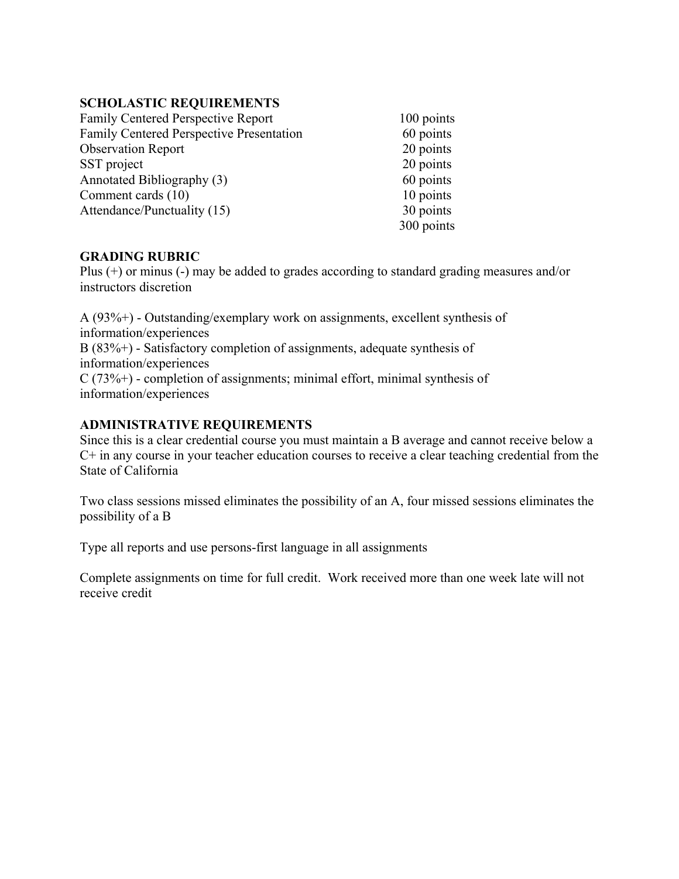## SCHOLASTIC REQUIREMENTS

| | |
|---|---|
| Family Centered Perspective Report | 100 points |
| Family Centered Perspective Presentation | 60 points |
| Observation Report | 20 points |
| SST project | 20 points |
| Annotated Bibliography (3) | 60 points |
| Comment cards (10) | 10 points |
| Attendance/Punctuality (15) | 30 points |
| | 300 points |

## GRADING RUBRIC

Plus (+) or minus (-) may be added to grades according to standard grading measures and/or instructors discretion

A (93%+) - Outstanding/exemplary work on assignments, excellent synthesis of information/experiences
B (83%+) - Satisfactory completion of assignments, adequate synthesis of information/experiences
C (73%+) - completion of assignments; minimal effort, minimal synthesis of information/experiences

## ADMINISTRATIVE REQUIREMENTS

Since this is a clear credential course you must maintain a B average and cannot receive below a C+ in any course in your teacher education courses to receive a clear teaching credential from the State of California

Two class sessions missed eliminates the possibility of an A, four missed sessions eliminates the possibility of a B

Type all reports and use persons-first language in all assignments

Complete assignments on time for full credit. Work received more than one week late will not receive credit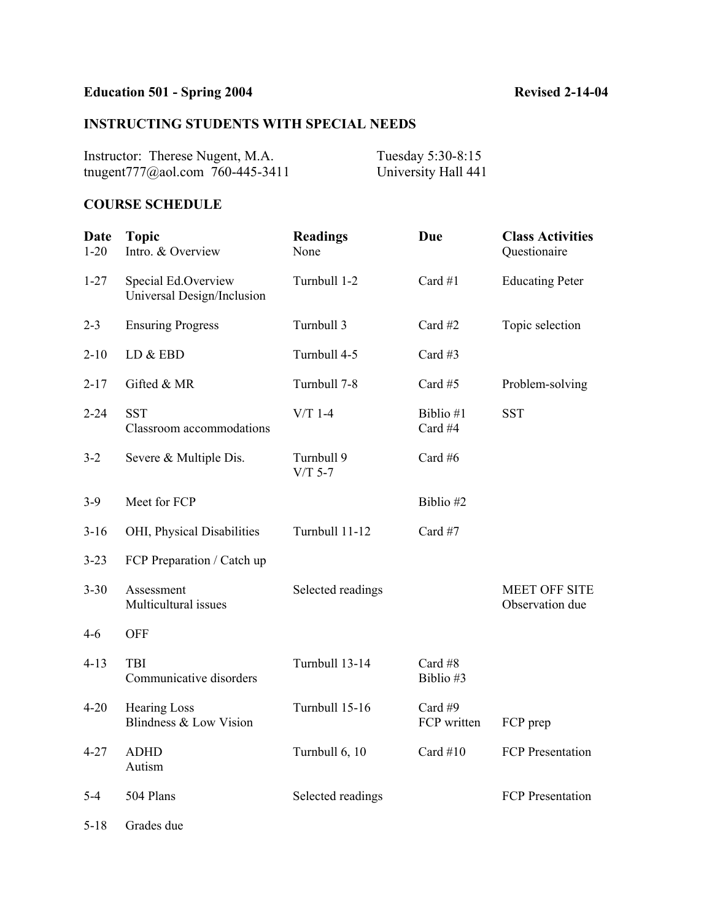**Education 501 - Spring 2004** **Revised 2-14-04**

**INSTRUCTING STUDENTS WITH SPECIAL NEEDS**

Instructor: Therese Nugent, M.A. Tuesday 5:30-8:15
tnugent777@aol.com 760-445-3411 University Hall 441

**COURSE SCHEDULE**

| Date | Topic | Readings | Due | Class Activities |
|---|---|---|---|---|
| 1-20 | Intro. & Overview | None | | Questionaire |
| 1-27 | Special Ed.Overview Universal Design/Inclusion | Turnbull 1-2 | Card #1 | Educating Peter |
| 2-3 | Ensuring Progress | Turnbull 3 | Card #2 | Topic selection |
| 2-10 | LD & EBD | Turnbull 4-5 | Card #3 | |
| 2-17 | Gifted & MR | Turnbull 7-8 | Card #5 | Problem-solving |
| 2-24 | SST Classroom accommodations | V/T 1-4 | Biblio #1 Card #4 | SST |
| 3-2 | Severe & Multiple Dis. | Turnbull 9 V/T 5-7 | Card #6 | |
| 3-9 | Meet for FCP | | Biblio #2 | |
| 3-16 | OHI, Physical Disabilities | Turnbull 11-12 | Card #7 | |
| 3-23 | FCP Preparation / Catch up | | | |
| 3-30 | Assessment Multicultural issues | Selected readings | | MEET OFF SITE Observation due |
| 4-6 | OFF | | | |
| 4-13 | TBI Communicative disorders | Turnbull 13-14 | Card #8 Biblio #3 | |
| 4-20 | Hearing Loss Blindness & Low Vision | Turnbull 15-16 | Card #9 FCP written | FCP prep |
| 4-27 | ADHD Autism | Turnbull 6, 10 | Card #10 | FCP Presentation |
| 5-4 | 504 Plans | Selected readings | | FCP Presentation |
| 5-18 | Grades due | | | |